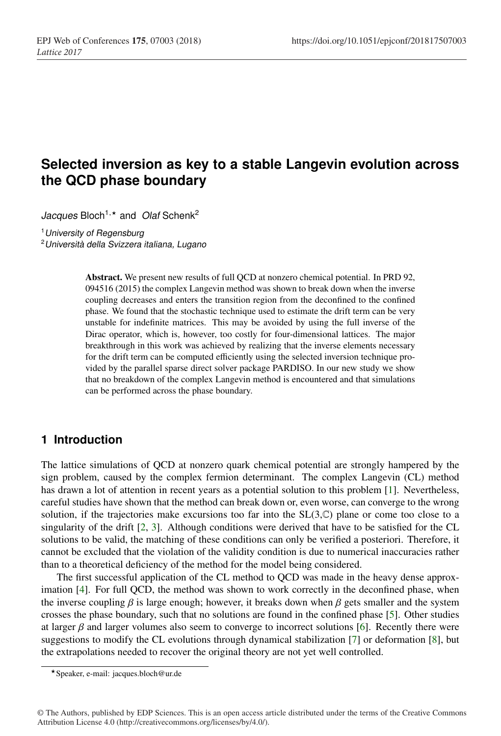# Selected inversion as key to a stable Langevin evolution across the QCD phase boundary

*Jacques* Bloch[1,⋆] and *Olaf* Schenk[2]

[1] *University of Regensburg*
[2] *Università della Svizzera italiana, Lugano*

**Abstract.** We present new results of full QCD at nonzero chemical potential. In PRD 92, 094516 (2015) the complex Langevin method was shown to break down when the inverse coupling decreases and enters the transition region from the deconfined to the confined phase. We found that the stochastic technique used to estimate the drift term can be very unstable for indefinite matrices. This may be avoided by using the full inverse of the Dirac operator, which is, however, too costly for four-dimensional lattices. The major breakthrough in this work was achieved by realizing that the inverse elements necessary for the drift term can be computed efficiently using the selected inversion technique provided by the parallel sparse direct solver package PARDISO. In our new study we show that no breakdown of the complex Langevin method is encountered and that simulations can be performed across the phase boundary.

## 1 Introduction

The lattice simulations of QCD at nonzero quark chemical potential are strongly hampered by the sign problem, caused by the complex fermion determinant. The complex Langevin (CL) method has drawn a lot of attention in recent years as a potential solution to this problem [1]. Nevertheless, careful studies have shown that the method can break down or, even worse, can converge to the wrong solution, if the trajectories make excursions too far into the SL(3,$\mathbb{C}$) plane or come too close to a singularity of the drift [2, 3]. Although conditions were derived that have to be satisfied for the CL solutions to be valid, the matching of these conditions can only be verified a posteriori. Therefore, it cannot be excluded that the violation of the validity condition is due to numerical inaccuracies rather than to a theoretical deficiency of the method for the model being considered.

The first successful application of the CL method to QCD was made in the heavy dense approximation [4]. For full QCD, the method was shown to work correctly in the deconfined phase, when the inverse coupling $\beta$ is large enough; however, it breaks down when $\beta$ gets smaller and the system crosses the phase boundary, such that no solutions are found in the confined phase [5]. Other studies at larger $\beta$ and larger volumes also seem to converge to incorrect solutions [6]. Recently there were suggestions to modify the CL evolutions through dynamical stabilization [7] or deformation [8], but the extrapolations needed to recover the original theory are not yet well controlled.

⋆Speaker, e-mail: jacques.bloch@ur.de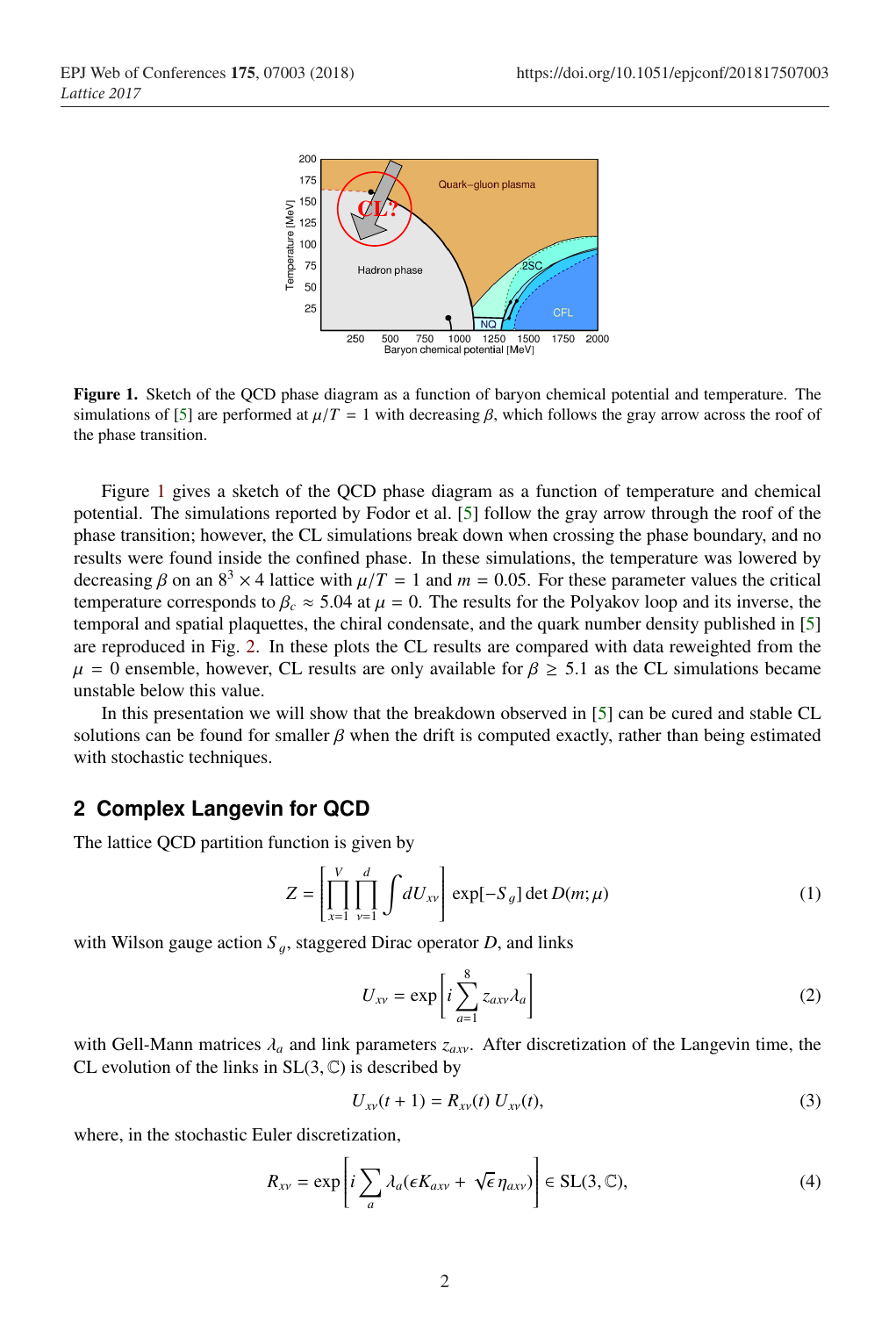**Figure 1.** Sketch of the QCD phase diagram as a function of baryon chemical potential and temperature. The simulations of [5] are performed at $\mu/T = 1$ with decreasing $\beta$, which follows the gray arrow across the roof of the phase transition.

Figure 1 gives a sketch of the QCD phase diagram as a function of temperature and chemical potential. The simulations reported by Fodor et al. [5] follow the gray arrow through the roof of the phase transition; however, the CL simulations break down when crossing the phase boundary, and no results were found inside the confined phase. In these simulations, the temperature was lowered by decreasing $\beta$ on an $8^3 \times 4$ lattice with $\mu/T = 1$ and $m = 0.05$. For these parameter values the critical temperature corresponds to $\beta_c \approx 5.04$ at $\mu = 0$. The results for the Polyakov loop and its inverse, the temporal and spatial plaquettes, the chiral condensate, and the quark number density published in [5] are reproduced in Fig. 2. In these plots the CL results are compared with data reweighted from the $\mu = 0$ ensemble, however, CL results are only available for $\beta \geq 5.1$ as the CL simulations became unstable below this value.

In this presentation we will show that the breakdown observed in [5] can be cured and stable CL solutions can be found for smaller $\beta$ when the drift is computed exactly, rather than being estimated with stochastic techniques.

## 2 Complex Langevin for QCD

The lattice QCD partition function is given by

$$Z = \left[ \prod_{x=1}^{V} \prod_{\nu=1}^{d} \int dU_{x\nu} \right] \exp[-S_g] \det D(m;\mu) \tag{1}$$

with Wilson gauge action $S_g$, staggered Dirac operator $D$, and links

$$U_{x\nu} = \exp\left[ i \sum_{a=1}^{8} z_{ax\nu} \lambda_a \right] \tag{2}$$

with Gell-Mann matrices $\lambda_a$ and link parameters $z_{ax\nu}$. After discretization of the Langevin time, the CL evolution of the links in $\mathrm{SL}(3,\mathbb{C})$ is described by

$$U_{x\nu}(t+1) = R_{x\nu}(t)\, U_{x\nu}(t), \tag{3}$$

where, in the stochastic Euler discretization,

$$R_{x\nu} = \exp\left[ i \sum_{a} \lambda_a (\epsilon K_{ax\nu} + \sqrt{\epsilon}\, \eta_{ax\nu}) \right] \in \mathrm{SL}(3,\mathbb{C}), \tag{4}$$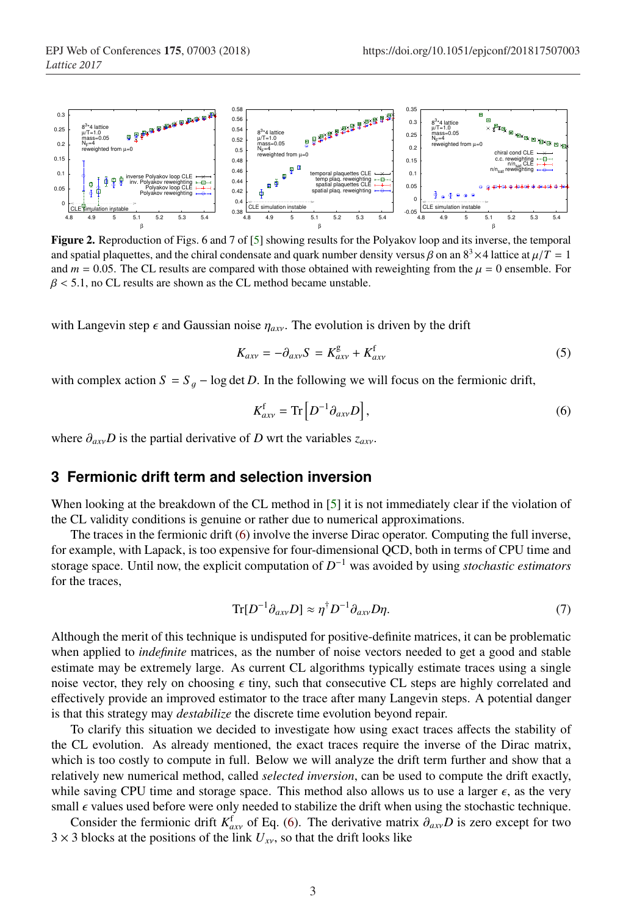**Figure 2.** Reproduction of Figs. 6 and 7 of [5] showing results for the Polyakov loop and its inverse, the temporal and spatial plaquettes, and the chiral condensate and quark number density versus $\beta$ on an $8^3 \times 4$ lattice at $\mu/T = 1$ and $m = 0.05$. The CL results are compared with those obtained with reweighting from the $\mu = 0$ ensemble. For $\beta < 5.1$, no CL results are shown as the CL method became unstable.

with Langevin step $\epsilon$ and Gaussian noise $\eta_{axv}$. The evolution is driven by the drift

$$K_{axv} = -\partial_{axv} S = K^{g}_{axv} + K^{f}_{axv} \tag{5}$$

with complex action $S = S_g - \log\det D$. In the following we will focus on the fermionic drift,

$$K^{f}_{axv} = \mathrm{Tr}\left[D^{-1}\partial_{axv} D\right], \tag{6}$$

where $\partial_{axv} D$ is the partial derivative of $D$ wrt the variables $z_{axv}$.

## 3 Fermionic drift term and selection inversion

When looking at the breakdown of the CL method in [5] it is not immediately clear if the violation of the CL validity conditions is genuine or rather due to numerical approximations.

The traces in the fermionic drift (6) involve the inverse Dirac operator. Computing the full inverse, for example, with Lapack, is too expensive for four-dimensional QCD, both in terms of CPU time and storage space. Until now, the explicit computation of $D^{-1}$ was avoided by using *stochastic estimators* for the traces,

$$\mathrm{Tr}[D^{-1}\partial_{axv} D] \approx \eta^{\dagger} D^{-1} \partial_{axv} D \eta. \tag{7}$$

Although the merit of this technique is undisputed for positive-definite matrices, it can be problematic when applied to *indefinite* matrices, as the number of noise vectors needed to get a good and stable estimate may be extremely large. As current CL algorithms typically estimate traces using a single noise vector, they rely on choosing $\epsilon$ tiny, such that consecutive CL steps are highly correlated and effectively provide an improved estimator to the trace after many Langevin steps. A potential danger is that this strategy may *destabilize* the discrete time evolution beyond repair.

To clarify this situation we decided to investigate how using exact traces affects the stability of the CL evolution. As already mentioned, the exact traces require the inverse of the Dirac matrix, which is too costly to compute in full. Below we will analyze the drift term further and show that a relatively new numerical method, called *selected inversion*, can be used to compute the drift exactly, while saving CPU time and storage space. This method also allows us to use a larger $\epsilon$, as the very small $\epsilon$ values used before were only needed to stabilize the drift when using the stochastic technique.

Consider the fermionic drift $K^{f}_{axv}$ of Eq. (6). The derivative matrix $\partial_{axv} D$ is zero except for two $3 \times 3$ blocks at the positions of the link $U_{xv}$, so that the drift looks like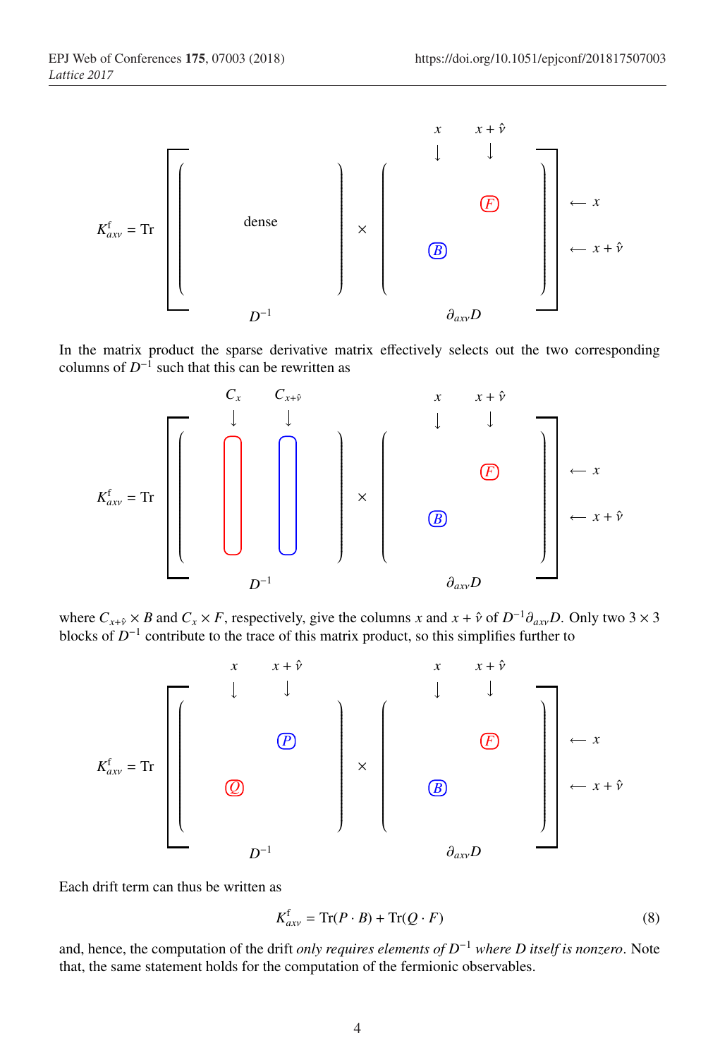$$K^{\mathrm{f}}_{ax\nu} = \mathrm{Tr}\left[ \underbrace{\begin{pmatrix} \\ \text{dense} \\ \\ \end{pmatrix}}_{D^{-1}} \times \underbrace{\begin{pmatrix} & \overset{x}{\downarrow} & \overset{x+\hat{\nu}}{\downarrow} & \\ & & \boxed{F} & \\ & \boxed{B} & & \end{pmatrix}}_{\partial_{ax\nu} D} \right] \begin{matrix} \\ \longleftarrow x \\ \longleftarrow x+\hat{\nu} \end{matrix}$$

In the matrix product the sparse derivative matrix effectively selects out the two corresponding columns of $D^{-1}$ such that this can be rewritten as

$$K^{\mathrm{f}}_{ax\nu} = \mathrm{Tr}\left[ \underbrace{\begin{pmatrix} \overset{C_x}{\downarrow} & \overset{C_{x+\hat{\nu}}}{\downarrow} \\ \boxed{\phantom{a}} & \boxed{\phantom{a}} \end{pmatrix}}_{D^{-1}} \times \underbrace{\begin{pmatrix} & \overset{x}{\downarrow} & \overset{x+\hat{\nu}}{\downarrow} & \\ & & \boxed{F} & \\ & \boxed{B} & & \end{pmatrix}}_{\partial_{ax\nu} D} \right] \begin{matrix} \\ \longleftarrow x \\ \longleftarrow x+\hat{\nu} \end{matrix}$$

where $C_{x+\hat{\nu}} \times B$ and $C_x \times F$, respectively, give the columns $x$ and $x + \hat{\nu}$ of $D^{-1}\partial_{ax\nu}D$. Only two $3 \times 3$ blocks of $D^{-1}$ contribute to the trace of this matrix product, so this simplifies further to

$$K^{\mathrm{f}}_{ax\nu} = \mathrm{Tr}\left[ \underbrace{\begin{pmatrix} & \overset{x}{\downarrow} & \overset{x+\hat{\nu}}{\downarrow} & \\ & & \boxed{P} & \\ & \boxed{Q} & & \end{pmatrix}}_{D^{-1}} \times \underbrace{\begin{pmatrix} & \overset{x}{\downarrow} & \overset{x+\hat{\nu}}{\downarrow} & \\ & & \boxed{F} & \\ & \boxed{B} & & \end{pmatrix}}_{\partial_{ax\nu} D} \right] \begin{matrix} \\ \longleftarrow x \\ \longleftarrow x+\hat{\nu} \end{matrix}$$

Each drift term can thus be written as

$$K^{\mathrm{f}}_{ax\nu} = \mathrm{Tr}(P \cdot B) + \mathrm{Tr}(Q \cdot F) \tag{8}$$

and, hence, the computation of the drift *only requires elements of $D^{-1}$ where $D$ itself is nonzero*. Note that, the same statement holds for the computation of the fermionic observables.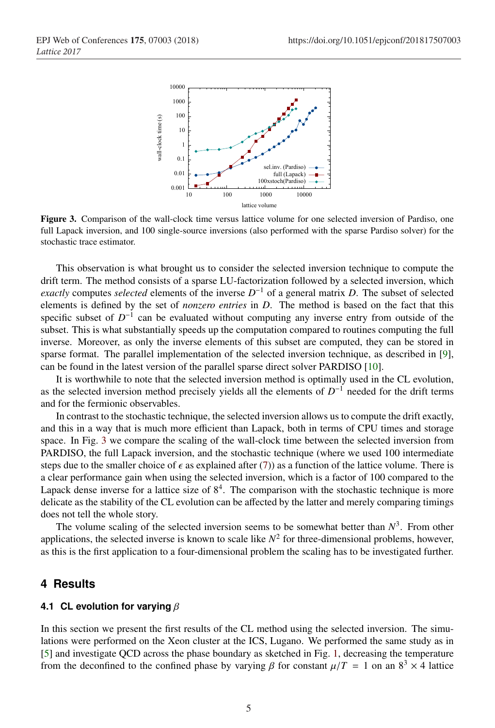**Figure 3.** Comparison of the wall-clock time versus lattice volume for one selected inversion of Pardiso, one full Lapack inversion, and 100 single-source inversions (also performed with the sparse Pardiso solver) for the stochastic trace estimator.

This observation is what brought us to consider the selected inversion technique to compute the drift term. The method consists of a sparse LU-factorization followed by a selected inversion, which *exactly* computes *selected* elements of the inverse $D^{-1}$ of a general matrix $D$. The subset of selected elements is defined by the set of *nonzero entries* in $D$. The method is based on the fact that this specific subset of $D^{-1}$ can be evaluated without computing any inverse entry from outside of the subset. This is what substantially speeds up the computation compared to routines computing the full inverse. Moreover, as only the inverse elements of this subset are computed, they can be stored in sparse format. The parallel implementation of the selected inversion technique, as described in [9], can be found in the latest version of the parallel sparse direct solver PARDISO [10].

It is worthwhile to note that the selected inversion method is optimally used in the CL evolution, as the selected inversion method precisely yields all the elements of $D^{-1}$ needed for the drift terms and for the fermionic observables.

In contrast to the stochastic technique, the selected inversion allows us to compute the drift exactly, and this in a way that is much more efficient than Lapack, both in terms of CPU times and storage space. In Fig. 3 we compare the scaling of the wall-clock time between the selected inversion from PARDISO, the full Lapack inversion, and the stochastic technique (where we used 100 intermediate steps due to the smaller choice of $\epsilon$ as explained after (7)) as a function of the lattice volume. There is a clear performance gain when using the selected inversion, which is a factor of 100 compared to the Lapack dense inverse for a lattice size of $8^4$. The comparison with the stochastic technique is more delicate as the stability of the CL evolution can be affected by the latter and merely comparing timings does not tell the whole story.

The volume scaling of the selected inversion seems to be somewhat better than $N^3$. From other applications, the selected inverse is known to scale like $N^2$ for three-dimensional problems, however, as this is the first application to a four-dimensional problem the scaling has to be investigated further.

## 4 Results

### 4.1 CL evolution for varying $\beta$

In this section we present the first results of the CL method using the selected inversion. The simulations were performed on the Xeon cluster at the ICS, Lugano. We performed the same study as in [5] and investigate QCD across the phase boundary as sketched in Fig. 1, decreasing the temperature from the deconfined to the confined phase by varying $\beta$ for constant $\mu/T = 1$ on an $8^3 \times 4$ lattice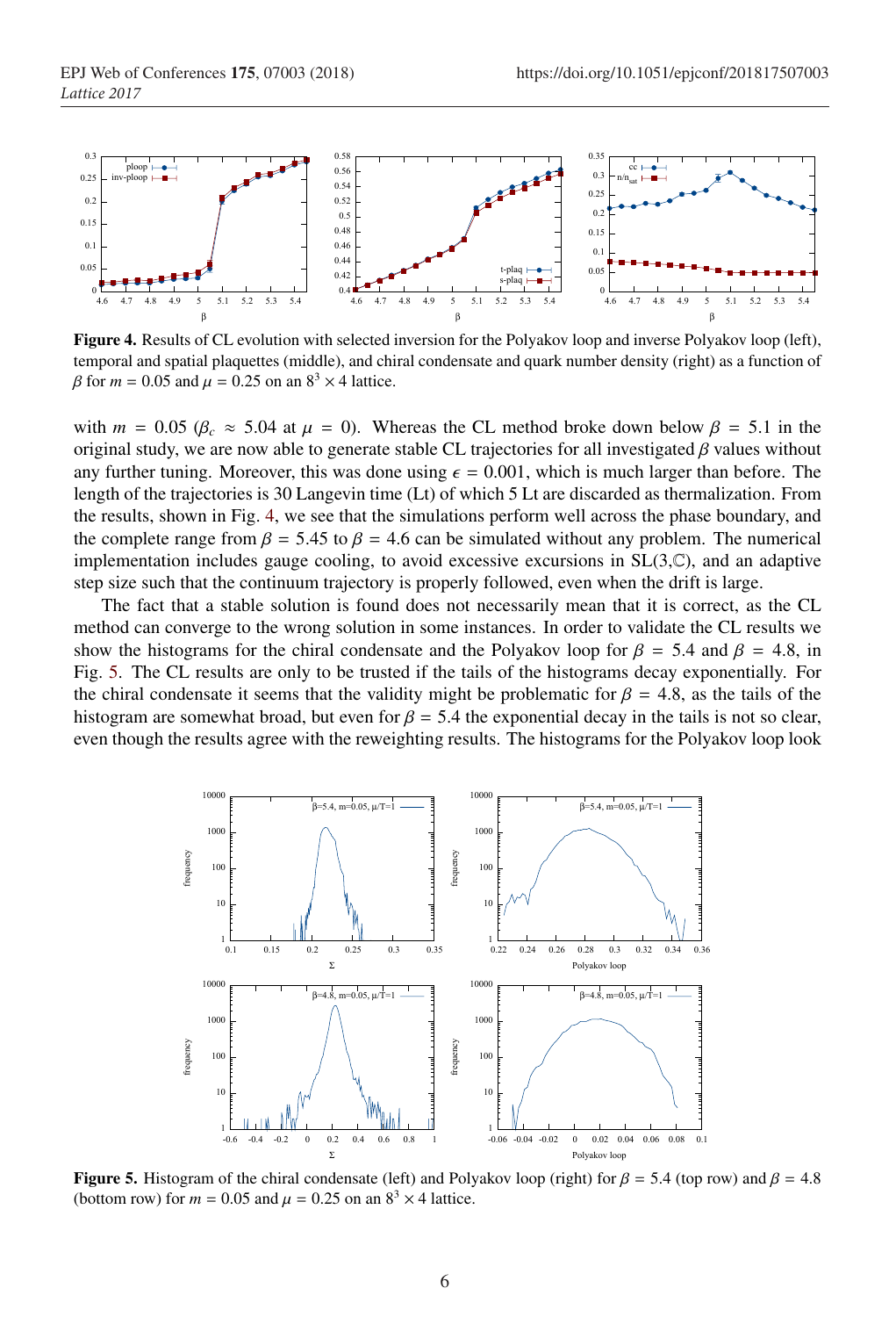**Figure 4.** Results of CL evolution with selected inversion for the Polyakov loop and inverse Polyakov loop (left), temporal and spatial plaquettes (middle), and chiral condensate and quark number density (right) as a function of $\beta$ for $m = 0.05$ and $\mu = 0.25$ on an $8^3 \times 4$ lattice.

with $m = 0.05$ ($\beta_c \approx 5.04$ at $\mu = 0$). Whereas the CL method broke down below $\beta = 5.1$ in the original study, we are now able to generate stable CL trajectories for all investigated $\beta$ values without any further tuning. Moreover, this was done using $\epsilon = 0.001$, which is much larger than before. The length of the trajectories is 30 Langevin time (Lt) of which 5 Lt are discarded as thermalization. From the results, shown in Fig. 4, we see that the simulations perform well across the phase boundary, and the complete range from $\beta = 5.45$ to $\beta = 4.6$ can be simulated without any problem. The numerical implementation includes gauge cooling, to avoid excessive excursions in SL(3,$\mathbb{C}$), and an adaptive step size such that the continuum trajectory is properly followed, even when the drift is large.

The fact that a stable solution is found does not necessarily mean that it is correct, as the CL method can converge to the wrong solution in some instances. In order to validate the CL results we show the histograms for the chiral condensate and the Polyakov loop for $\beta = 5.4$ and $\beta = 4.8$, in Fig. 5. The CL results are only to be trusted if the tails of the histograms decay exponentially. For the chiral condensate it seems that the validity might be problematic for $\beta = 4.8$, as the tails of the histogram are somewhat broad, but even for $\beta = 5.4$ the exponential decay in the tails is not so clear, even though the results agree with the reweighting results. The histograms for the Polyakov loop look

**Figure 5.** Histogram of the chiral condensate (left) and Polyakov loop (right) for $\beta = 5.4$ (top row) and $\beta = 4.8$ (bottom row) for $m = 0.05$ and $\mu = 0.25$ on an $8^3 \times 4$ lattice.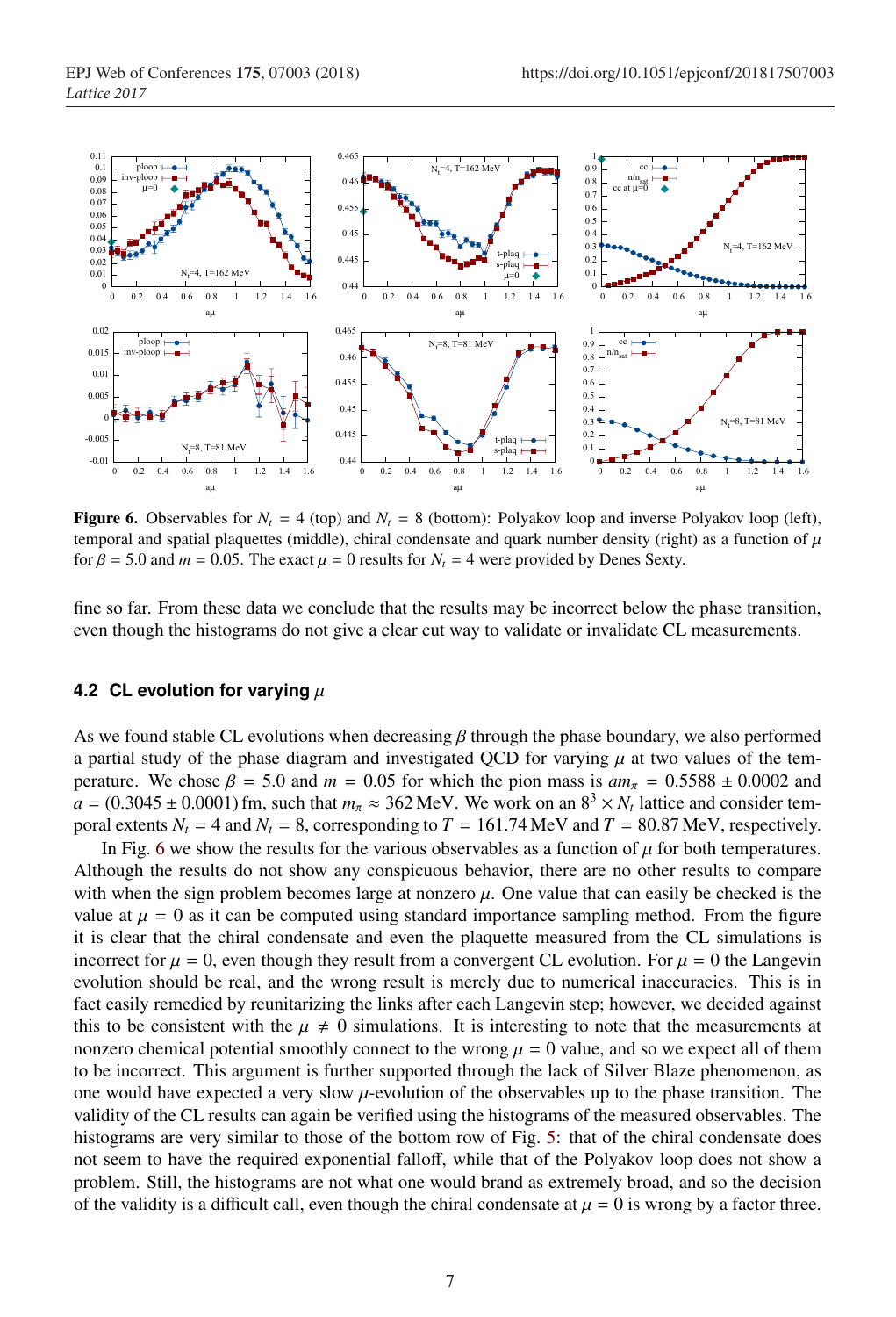**Figure 6.** Observables for $N_t = 4$ (top) and $N_t = 8$ (bottom): Polyakov loop and inverse Polyakov loop (left), temporal and spatial plaquettes (middle), chiral condensate and quark number density (right) as a function of $\mu$ for $\beta = 5.0$ and $m = 0.05$. The exact $\mu = 0$ results for $N_t = 4$ were provided by Denes Sexty.

fine so far. From these data we conclude that the results may be incorrect below the phase transition, even though the histograms do not give a clear cut way to validate or invalidate CL measurements.

### 4.2 CL evolution for varying $\mu$

As we found stable CL evolutions when decreasing $\beta$ through the phase boundary, we also performed a partial study of the phase diagram and investigated QCD for varying $\mu$ at two values of the temperature. We chose $\beta = 5.0$ and $m = 0.05$ for which the pion mass is $am_\pi = 0.5588 \pm 0.0002$ and $a = (0.3045 \pm 0.0001)$ fm, such that $m_\pi \approx 362$ MeV. We work on an $8^3 \times N_t$ lattice and consider temporal extents $N_t = 4$ and $N_t = 8$, corresponding to $T = 161.74$ MeV and $T = 80.87$ MeV, respectively.

In Fig. 6 we show the results for the various observables as a function of $\mu$ for both temperatures. Although the results do not show any conspicuous behavior, there are no other results to compare with when the sign problem becomes large at nonzero $\mu$. One value that can easily be checked is the value at $\mu = 0$ as it can be computed using standard importance sampling method. From the figure it is clear that the chiral condensate and even the plaquette measured from the CL simulations is incorrect for $\mu = 0$, even though they result from a convergent CL evolution. For $\mu = 0$ the Langevin evolution should be real, and the wrong result is merely due to numerical inaccuracies. This is in fact easily remedied by reunitarizing the links after each Langevin step; however, we decided against this to be consistent with the $\mu \neq 0$ simulations. It is interesting to note that the measurements at nonzero chemical potential smoothly connect to the wrong $\mu = 0$ value, and so we expect all of them to be incorrect. This argument is further supported through the lack of Silver Blaze phenomenon, as one would have expected a very slow $\mu$-evolution of the observables up to the phase transition. The validity of the CL results can again be verified using the histograms of the measured observables. The histograms are very similar to those of the bottom row of Fig. 5: that of the chiral condensate does not seem to have the required exponential falloff, while that of the Polyakov loop does not show a problem. Still, the histograms are not what one would brand as extremely broad, and so the decision of the validity is a difficult call, even though the chiral condensate at $\mu = 0$ is wrong by a factor three.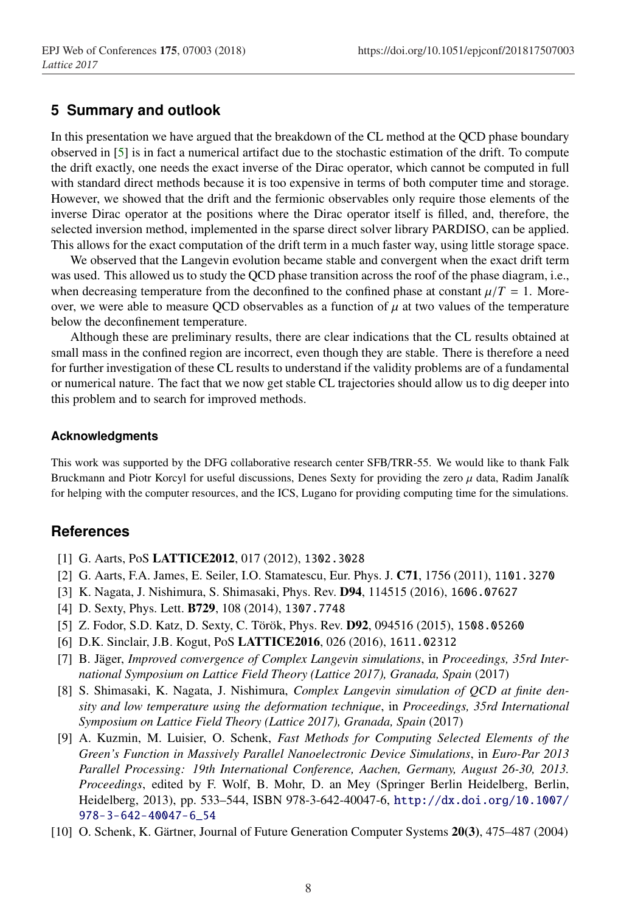## 5 Summary and outlook

In this presentation we have argued that the breakdown of the CL method at the QCD phase boundary observed in [5] is in fact a numerical artifact due to the stochastic estimation of the drift. To compute the drift exactly, one needs the exact inverse of the Dirac operator, which cannot be computed in full with standard direct methods because it is too expensive in terms of both computer time and storage. However, we showed that the drift and the fermionic observables only require those elements of the inverse Dirac operator at the positions where the Dirac operator itself is filled, and, therefore, the selected inversion method, implemented in the sparse direct solver library PARDISO, can be applied. This allows for the exact computation of the drift term in a much faster way, using little storage space.

We observed that the Langevin evolution became stable and convergent when the exact drift term was used. This allowed us to study the QCD phase transition across the roof of the phase diagram, i.e., when decreasing temperature from the deconfined to the confined phase at constant $\mu/T = 1$. Moreover, we were able to measure QCD observables as a function of $\mu$ at two values of the temperature below the deconfinement temperature.

Although these are preliminary results, there are clear indications that the CL results obtained at small mass in the confined region are incorrect, even though they are stable. There is therefore a need for further investigation of these CL results to understand if the validity problems are of a fundamental or numerical nature. The fact that we now get stable CL trajectories should allow us to dig deeper into this problem and to search for improved methods.

### Acknowledgments

This work was supported by the DFG collaborative research center SFB/TRR-55. We would like to thank Falk Bruckmann and Piotr Korcyl for useful discussions, Denes Sexty for providing the zero $\mu$ data, Radim Janalík for helping with the computer resources, and the ICS, Lugano for providing computing time for the simulations.

## References

[1] G. Aarts, PoS **LATTICE2012**, 017 (2012), 1302.3028

[2] G. Aarts, F.A. James, E. Seiler, I.O. Stamatescu, Eur. Phys. J. **C71**, 1756 (2011), 1101.3270

[3] K. Nagata, J. Nishimura, S. Shimasaki, Phys. Rev. **D94**, 114515 (2016), 1606.07627

[4] D. Sexty, Phys. Lett. **B729**, 108 (2014), 1307.7748

[5] Z. Fodor, S.D. Katz, D. Sexty, C. Török, Phys. Rev. **D92**, 094516 (2015), 1508.05260

[6] D.K. Sinclair, J.B. Kogut, PoS **LATTICE2016**, 026 (2016), 1611.02312

[7] B. Jäger, *Improved convergence of Complex Langevin simulations*, in *Proceedings, 35rd International Symposium on Lattice Field Theory (Lattice 2017), Granada, Spain* (2017)

[8] S. Shimasaki, K. Nagata, J. Nishimura, *Complex Langevin simulation of QCD at finite density and low temperature using the deformation technique*, in *Proceedings, 35rd International Symposium on Lattice Field Theory (Lattice 2017), Granada, Spain* (2017)

[9] A. Kuzmin, M. Luisier, O. Schenk, *Fast Methods for Computing Selected Elements of the Green's Function in Massively Parallel Nanoelectronic Device Simulations*, in *Euro-Par 2013 Parallel Processing: 19th International Conference, Aachen, Germany, August 26-30, 2013. Proceedings*, edited by F. Wolf, B. Mohr, D. an Mey (Springer Berlin Heidelberg, Berlin, Heidelberg, 2013), pp. 533–544, ISBN 978-3-642-40047-6, http://dx.doi.org/10.1007/978-3-642-40047-6_54

[10] O. Schenk, K. Gärtner, Journal of Future Generation Computer Systems **20(3)**, 475–487 (2004)